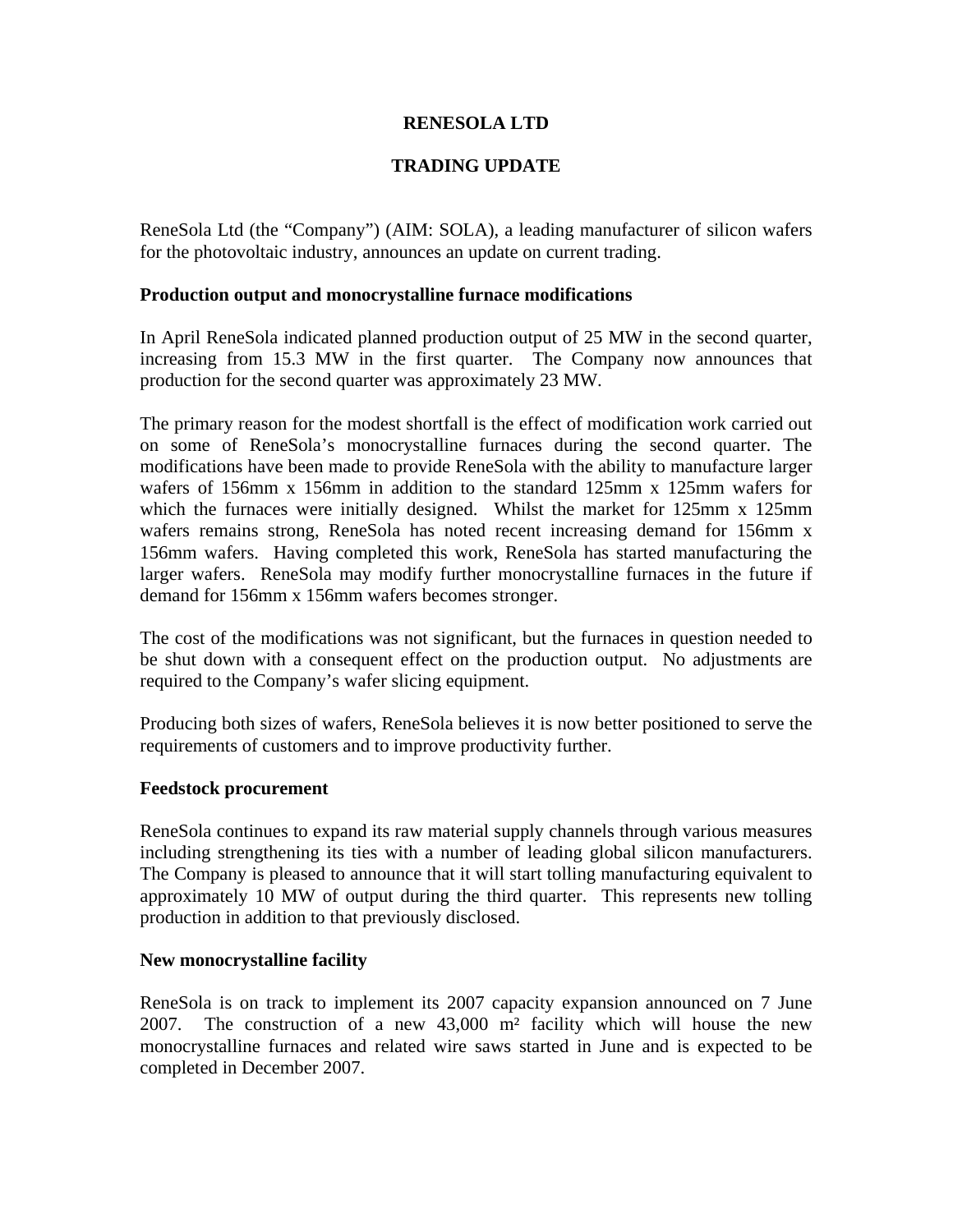# RENESOLA LTD

## TRADING UPDATE

ReneSola Ltd (the "Company") (AIM: SOLA), a leading manufacturer of silicon wafers for the photovoltaic industry, announces an update on current trading.

### Production output and monocrystalline furnace modifications

In April ReneSola indicated planned production output of 25 MW in the second quarter, increasing from 15.3 MW in the first quarter. The Company now announces that production for the second quarter was approximately 23 MW.

The primary reason for the modest shortfall is the effect of modification work carried out on some of ReneSola's monocrystalline furnaces during the second quarter. The modifications have been made to provide ReneSola with the ability to manufacture larger wafers of 156mm x 156mm in addition to the standard 125mm x 125mm wafers for which the furnaces were initially designed. Whilst the market for 125mm x 125mm wafers remains strong, ReneSola has noted recent increasing demand for 156mm x 156mm wafers. Having completed this work, ReneSola has started manufacturing the larger wafers. ReneSola may modify further monocrystalline furnaces in the future if demand for 156mm x 156mm wafers becomes stronger.

The cost of the modifications was not significant, but the furnaces in question needed to be shut down with a consequent effect on the production output. No adjustments are required to the Company's wafer slicing equipment.

Producing both sizes of wafers, ReneSola believes it is now better positioned to serve the requirements of customers and to improve productivity further.

### Feedstock procurement

ReneSola continues to expand its raw material supply channels through various measures including strengthening its ties with a number of leading global silicon manufacturers. The Company is pleased to announce that it will start tolling manufacturing equivalent to approximately 10 MW of output during the third quarter. This represents new tolling production in addition to that previously disclosed.

### New monocrystalline facility

ReneSola is on track to implement its 2007 capacity expansion announced on 7 June 2007. The construction of a new 43,000 m² facility which will house the new monocrystalline furnaces and related wire saws started in June and is expected to be completed in December 2007.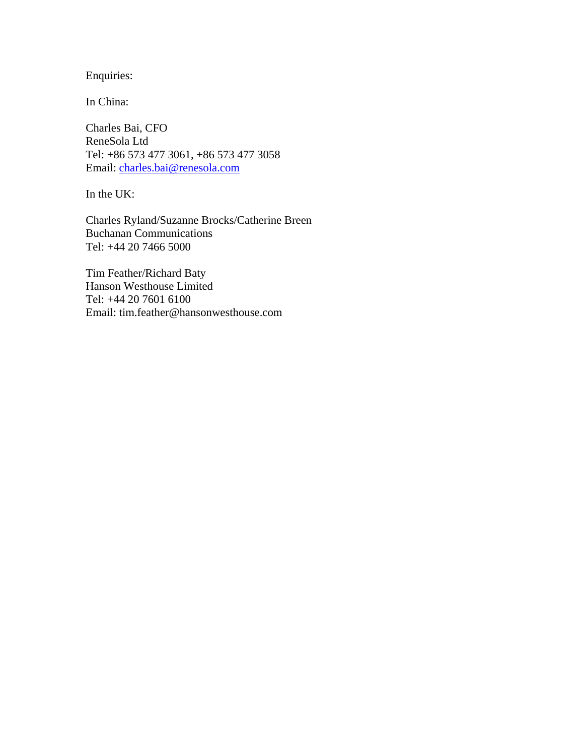Enquiries:

In China:

Charles Bai, CFO  
ReneSola Ltd  
Tel: +86 573 477 3061, +86 573 477 3058  
Email: charles.bai@renesola.com

In the UK:

Charles Ryland/Suzanne Brocks/Catherine Breen  
Buchanan Communications  
Tel: +44 20 7466 5000

Tim Feather/Richard Baty  
Hanson Westhouse Limited  
Tel: +44 20 7601 6100  
Email: tim.feather@hansonwesthouse.com